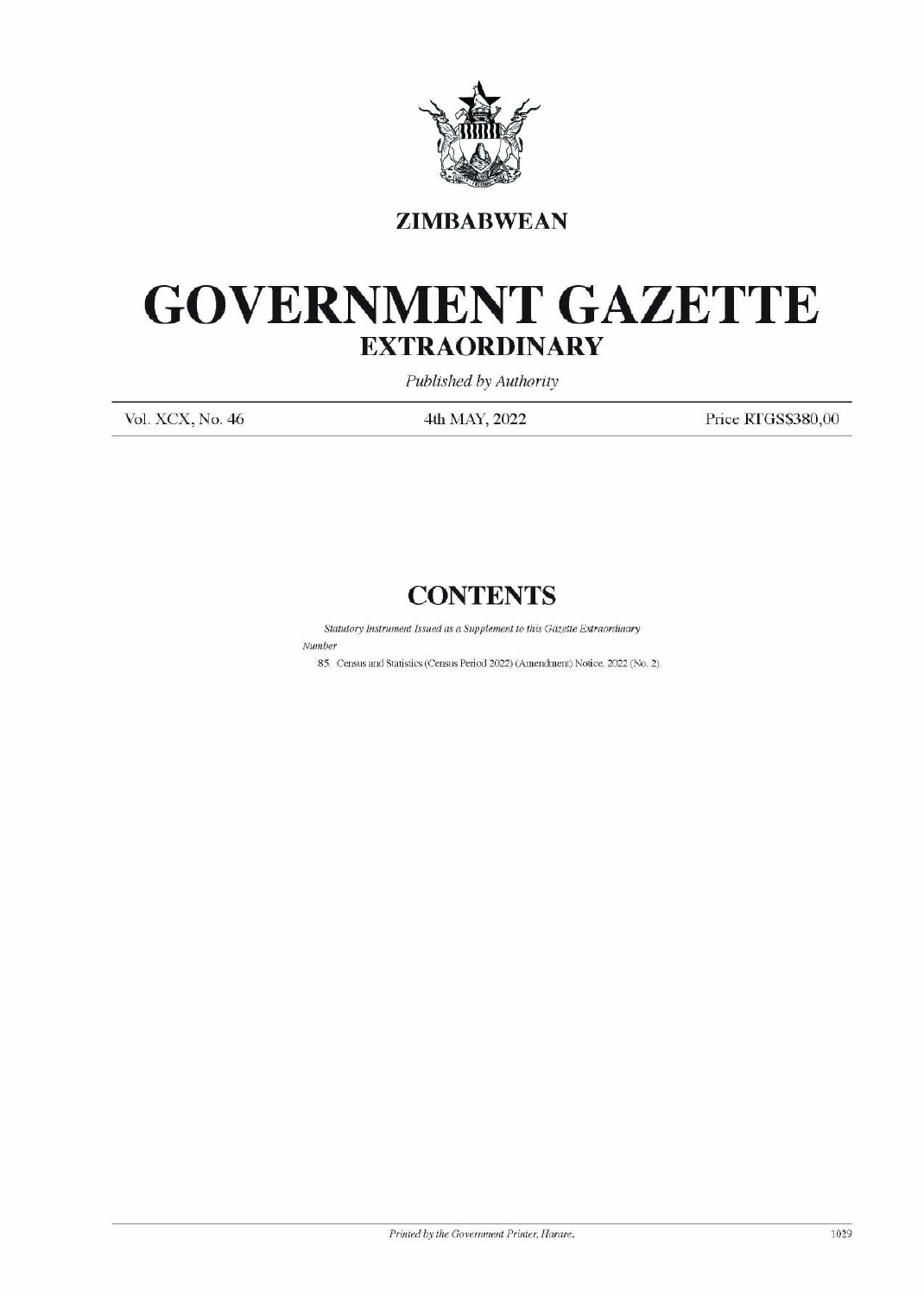**ZIMBABWEAN**

# GOVERNMENT GAZETTE

## EXTRAORDINARY

*Published by Authority*

Vol. XCX, No. 46 | 4th MAY, 2022 | Price RTGS$380,00

## CONTENTS

*Statutory Instrument Issued as a Supplement to this Gazette Extraordinary*

*Number*

85. Census and Statistics (Census Period 2022) (Amendment) Notice, 2022 (No. 2).

*Printed by the Government Printer, Harare.*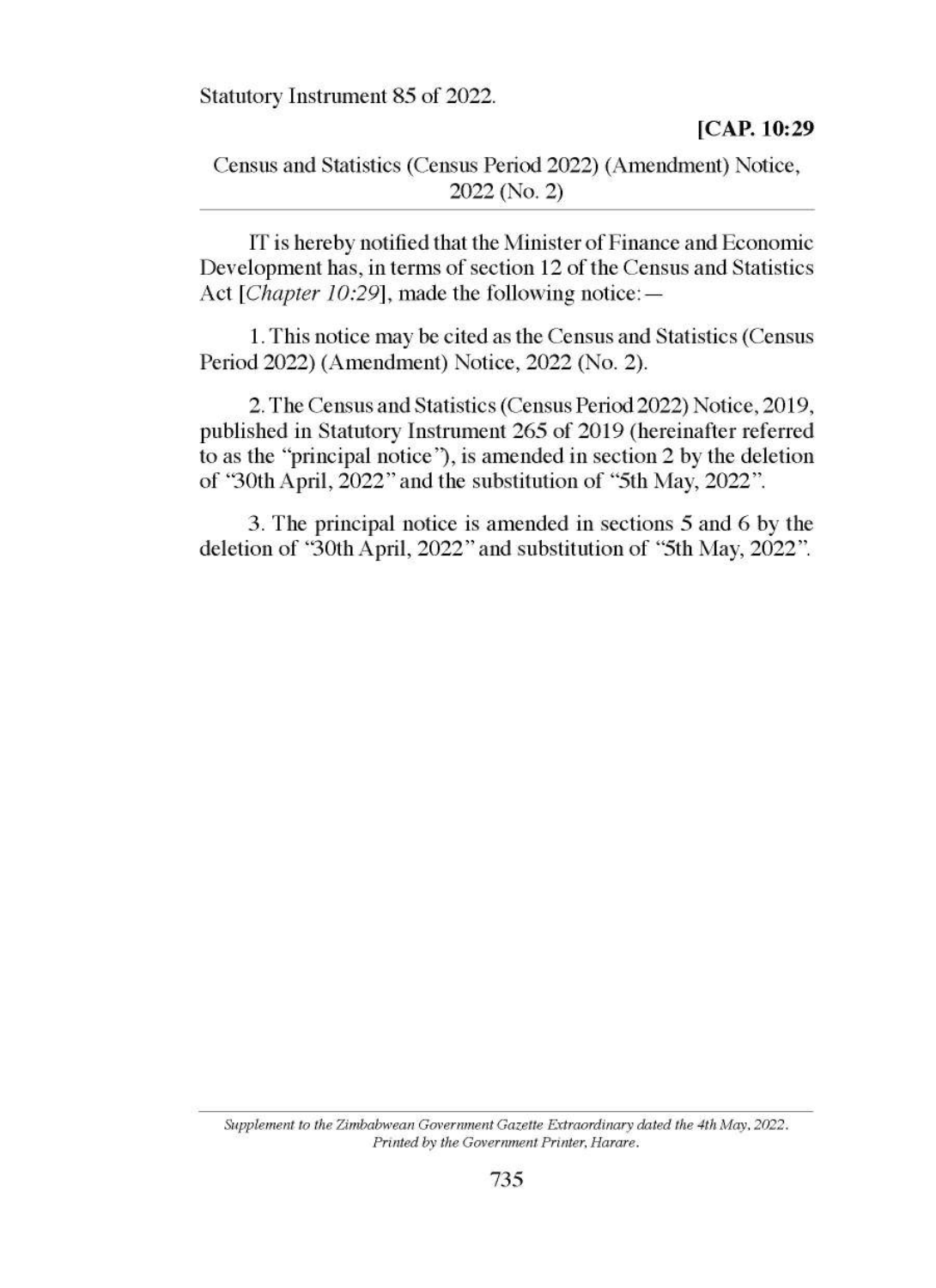Statutory Instrument 85 of 2022.

**[CAP. 10:29**

Census and Statistics (Census Period 2022) (Amendment) Notice, 2022 (No. 2)

---

IT is hereby notified that the Minister of Finance and Economic Development has, in terms of section 12 of the Census and Statistics Act [*Chapter 10:29*], made the following notice:—

1. This notice may be cited as the Census and Statistics (Census Period 2022) (Amendment) Notice, 2022 (No. 2).

2. The Census and Statistics (Census Period 2022) Notice, 2019, published in Statutory Instrument 265 of 2019 (hereinafter referred to as the "principal notice"), is amended in section 2 by the deletion of "30th April, 2022" and the substitution of "5th May, 2022".

3. The principal notice is amended in sections 5 and 6 by the deletion of "30th April, 2022" and substitution of "5th May, 2022".

---

*Supplement to the Zimbabwean Government Gazette Extraordinary dated the 4th May, 2022.*
*Printed by the Government Printer, Harare.*